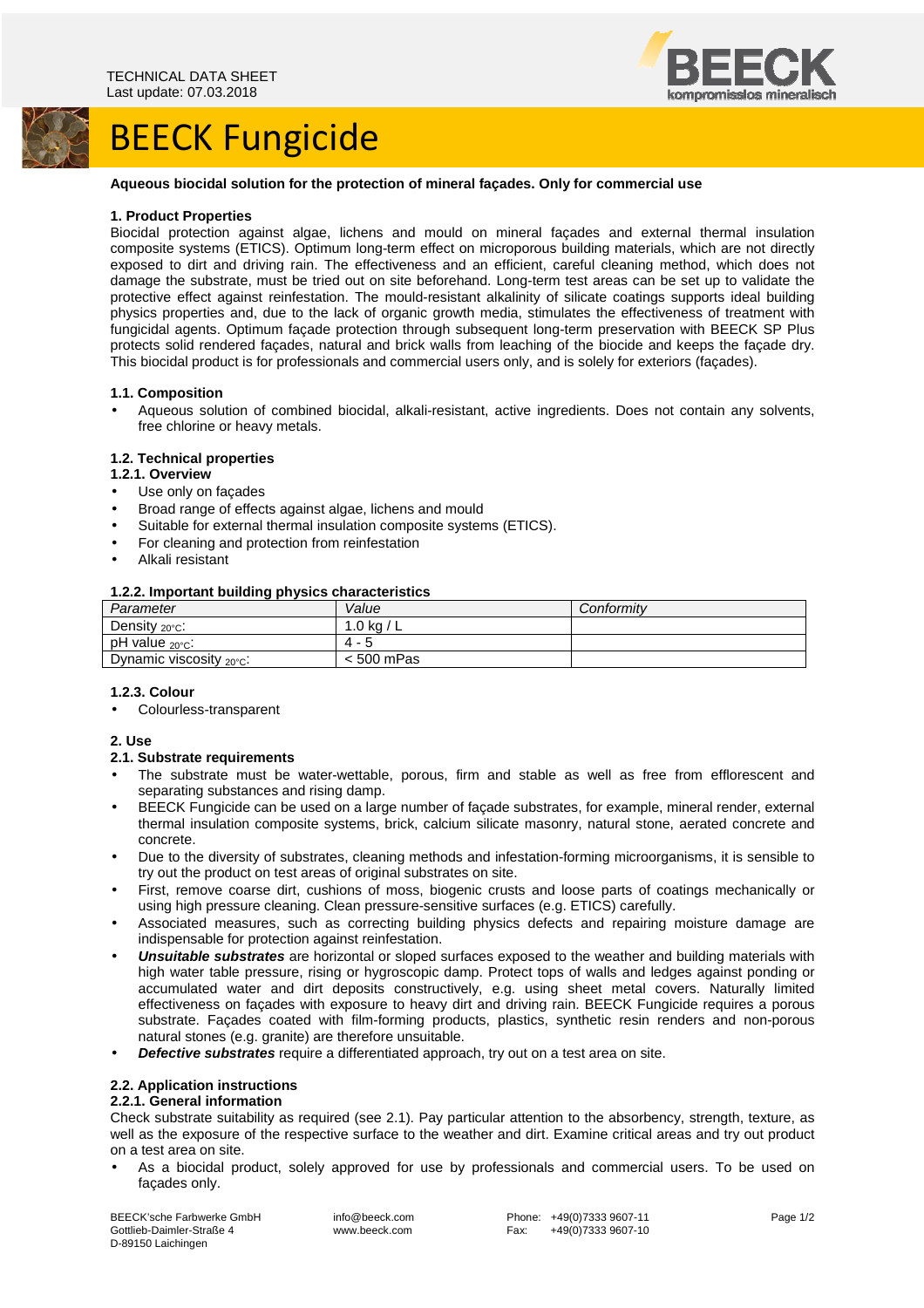TECHNICAL DATA SHEET
Last update: 07.03.2018

# BEECK Fungicide

**Aqueous biocidal solution for the protection of mineral façades. Only for commercial use**

## 1. Product Properties

Biocidal protection against algae, lichens and mould on mineral façades and external thermal insulation composite systems (ETICS). Optimum long-term effect on microporous building materials, which are not directly exposed to dirt and driving rain. The effectiveness and an efficient, careful cleaning method, which does not damage the substrate, must be tried out on site beforehand. Long-term test areas can be set up to validate the protective effect against reinfestation. The mould-resistant alkalinity of silicate coatings supports ideal building physics properties and, due to the lack of organic growth media, stimulates the effectiveness of treatment with fungicidal agents. Optimum façade protection through subsequent long-term preservation with BEECK SP Plus protects solid rendered façades, natural and brick walls from leaching of the biocide and keeps the façade dry. This biocidal product is for professionals and commercial users only, and is solely for exteriors (façades).

### 1.1. Composition

- Aqueous solution of combined biocidal, alkali-resistant, active ingredients. Does not contain any solvents, free chlorine or heavy metals.

### 1.2. Technical properties

#### 1.2.1. Overview

- Use only on façades
- Broad range of effects against algae, lichens and mould
- Suitable for external thermal insulation composite systems (ETICS).
- For cleaning and protection from reinfestation
- Alkali resistant

#### 1.2.2. Important building physics characteristics

| *Parameter* | *Value* | *Conformity* |
|---|---|---|
| Density $_{20°C}$: | 1.0 kg / L | |
| pH value $_{20°C}$: | 4 - 5 | |
| Dynamic viscosity $_{20°C}$: | < 500 mPas | |

#### 1.2.3. Colour

- Colourless-transparent

## 2. Use

### 2.1. Substrate requirements

- The substrate must be water-wettable, porous, firm and stable as well as free from efflorescent and separating substances and rising damp.
- BEECK Fungicide can be used on a large number of façade substrates, for example, mineral render, external thermal insulation composite systems, brick, calcium silicate masonry, natural stone, aerated concrete and concrete.
- Due to the diversity of substrates, cleaning methods and infestation-forming microorganisms, it is sensible to try out the product on test areas of original substrates on site.
- First, remove coarse dirt, cushions of moss, biogenic crusts and loose parts of coatings mechanically or using high pressure cleaning. Clean pressure-sensitive surfaces (e.g. ETICS) carefully.
- Associated measures, such as correcting building physics defects and repairing moisture damage are indispensable for protection against reinfestation.
- ***Unsuitable substrates*** are horizontal or sloped surfaces exposed to the weather and building materials with high water table pressure, rising or hygroscopic damp. Protect tops of walls and ledges against ponding or accumulated water and dirt deposits constructively, e.g. using sheet metal covers. Naturally limited effectiveness on façades with exposure to heavy dirt and driving rain. BEECK Fungicide requires a porous substrate. Façades coated with film-forming products, plastics, synthetic resin renders and non-porous natural stones (e.g. granite) are therefore unsuitable.
- ***Defective substrates*** require a differentiated approach, try out on a test area on site.

### 2.2. Application instructions

#### 2.2.1. General information

Check substrate suitability as required (see 2.1). Pay particular attention to the absorbency, strength, texture, as well as the exposure of the respective surface to the weather and dirt. Examine critical areas and try out product on a test area on site.

- As a biocidal product, solely approved for use by professionals and commercial users. To be used on façades only.

BEECK'sche Farbwerke GmbH
Gottlieb-Daimler-Straße 4
D-89150 Laichingen

info@beeck.com
www.beeck.com

Phone: +49(0)7333 9607-11
Fax: +49(0)7333 9607-10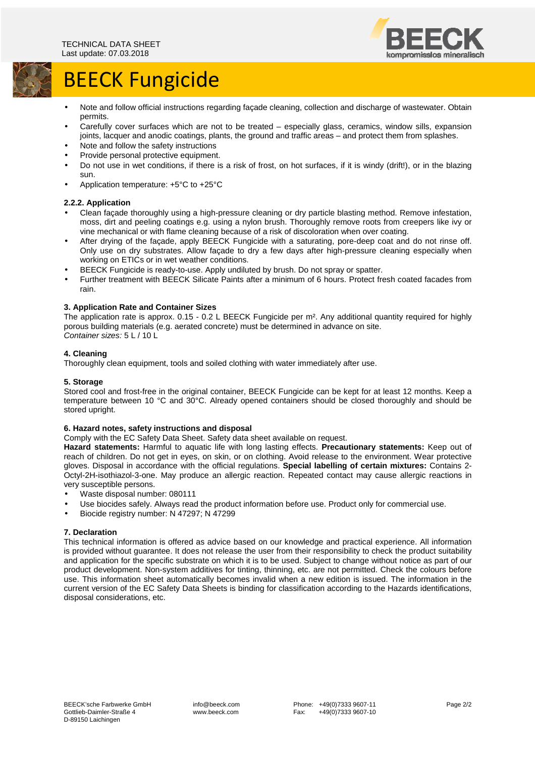# BEECK Fungicide

- Note and follow official instructions regarding façade cleaning, collection and discharge of wastewater. Obtain permits.
- Carefully cover surfaces which are not to be treated – especially glass, ceramics, window sills, expansion joints, lacquer and anodic coatings, plants, the ground and traffic areas – and protect them from splashes.
- Note and follow the safety instructions
- Provide personal protective equipment.
- Do not use in wet conditions, if there is a risk of frost, on hot surfaces, if it is windy (drift!), or in the blazing sun.
- Application temperature: +5°C to +25°C

### 2.2.2. Application

- Clean façade thoroughly using a high-pressure cleaning or dry particle blasting method. Remove infestation, moss, dirt and peeling coatings e.g. using a nylon brush. Thoroughly remove roots from creepers like ivy or vine mechanical or with flame cleaning because of a risk of discoloration when over coating.
- After drying of the façade, apply BEECK Fungicide with a saturating, pore-deep coat and do not rinse off. Only use on dry substrates. Allow façade to dry a few days after high-pressure cleaning especially when working on ETICs or in wet weather conditions.
- BEECK Fungicide is ready-to-use. Apply undiluted by brush. Do not spray or spatter.
- Further treatment with BEECK Silicate Paints after a minimum of 6 hours. Protect fresh coated facades from rain.

## 3. Application Rate and Container Sizes

The application rate is approx. 0.15 - 0.2 L BEECK Fungicide per m². Any additional quantity required for highly porous building materials (e.g. aerated concrete) must be determined in advance on site.
*Container sizes:* 5 L / 10 L

## 4. Cleaning

Thoroughly clean equipment, tools and soiled clothing with water immediately after use.

## 5. Storage

Stored cool and frost-free in the original container, BEECK Fungicide can be kept for at least 12 months. Keep a temperature between 10 °C and 30°C. Already opened containers should be closed thoroughly and should be stored upright.

## 6. Hazard notes, safety instructions and disposal

Comply with the EC Safety Data Sheet. Safety data sheet available on request.
**Hazard statements:** Harmful to aquatic life with long lasting effects. **Precautionary statements:** Keep out of reach of children. Do not get in eyes, on skin, or on clothing. Avoid release to the environment. Wear protective gloves. Disposal in accordance with the official regulations. **Special labelling of certain mixtures:** Contains 2-Octyl-2H-isothiazol-3-one. May produce an allergic reaction. Repeated contact may cause allergic reactions in very susceptible persons.

- Waste disposal number: 080111
- Use biocides safely. Always read the product information before use. Product only for commercial use.
- Biocide registry number: N 47297; N 47299

## 7. Declaration

This technical information is offered as advice based on our knowledge and practical experience. All information is provided without guarantee. It does not release the user from their responsibility to check the product suitability and application for the specific substrate on which it is to be used. Subject to change without notice as part of our product development. Non-system additives for tinting, thinning, etc. are not permitted. Check the colours before use. This information sheet automatically becomes invalid when a new edition is issued. The information in the current version of the EC Safety Data Sheets is binding for classification according to the Hazards identifications, disposal considerations, etc.